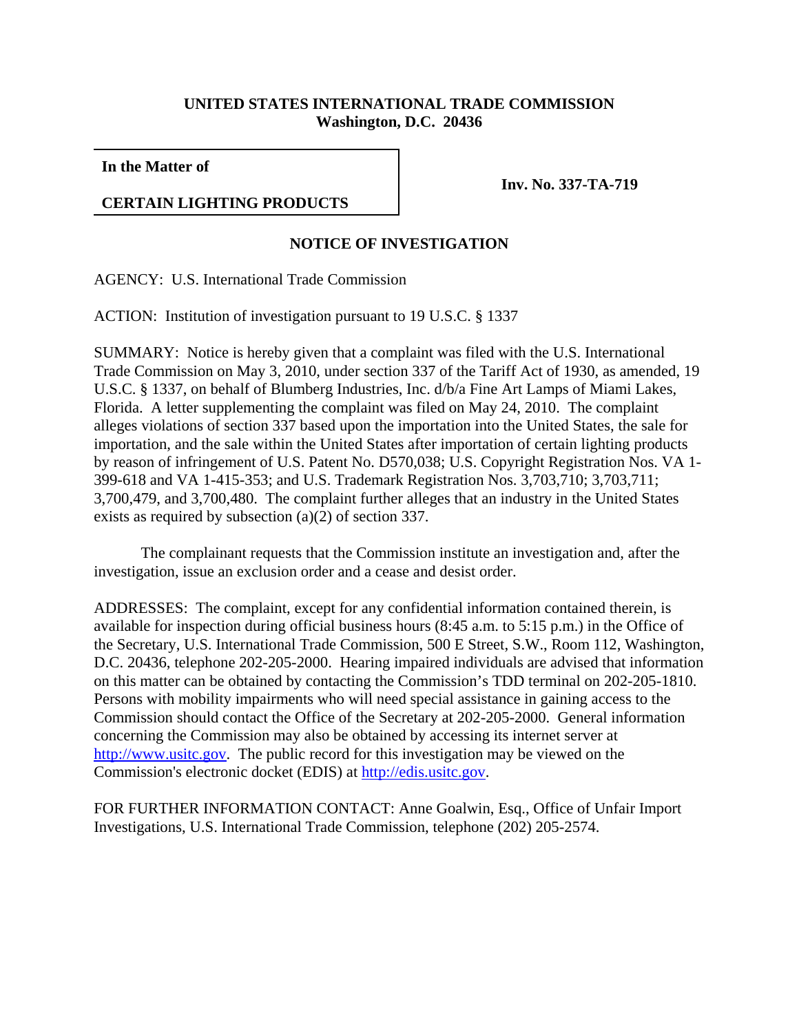**UNITED STATES INTERNATIONAL TRADE COMMISSION**
**Washington, D.C. 20436**

**In the Matter of**

**CERTAIN LIGHTING PRODUCTS**

**Inv. No. 337-TA-719**

## NOTICE OF INVESTIGATION

AGENCY: U.S. International Trade Commission

ACTION: Institution of investigation pursuant to 19 U.S.C. § 1337

SUMMARY: Notice is hereby given that a complaint was filed with the U.S. International Trade Commission on May 3, 2010, under section 337 of the Tariff Act of 1930, as amended, 19 U.S.C. § 1337, on behalf of Blumberg Industries, Inc. d/b/a Fine Art Lamps of Miami Lakes, Florida. A letter supplementing the complaint was filed on May 24, 2010. The complaint alleges violations of section 337 based upon the importation into the United States, the sale for importation, and the sale within the United States after importation of certain lighting products by reason of infringement of U.S. Patent No. D570,038; U.S. Copyright Registration Nos. VA 1-399-618 and VA 1-415-353; and U.S. Trademark Registration Nos. 3,703,710; 3,703,711; 3,700,479, and 3,700,480. The complaint further alleges that an industry in the United States exists as required by subsection (a)(2) of section 337.

The complainant requests that the Commission institute an investigation and, after the investigation, issue an exclusion order and a cease and desist order.

ADDRESSES: The complaint, except for any confidential information contained therein, is available for inspection during official business hours (8:45 a.m. to 5:15 p.m.) in the Office of the Secretary, U.S. International Trade Commission, 500 E Street, S.W., Room 112, Washington, D.C. 20436, telephone 202-205-2000. Hearing impaired individuals are advised that information on this matter can be obtained by contacting the Commission's TDD terminal on 202-205-1810. Persons with mobility impairments who will need special assistance in gaining access to the Commission should contact the Office of the Secretary at 202-205-2000. General information concerning the Commission may also be obtained by accessing its internet server at http://www.usitc.gov. The public record for this investigation may be viewed on the Commission's electronic docket (EDIS) at http://edis.usitc.gov.

FOR FURTHER INFORMATION CONTACT: Anne Goalwin, Esq., Office of Unfair Import Investigations, U.S. International Trade Commission, telephone (202) 205-2574.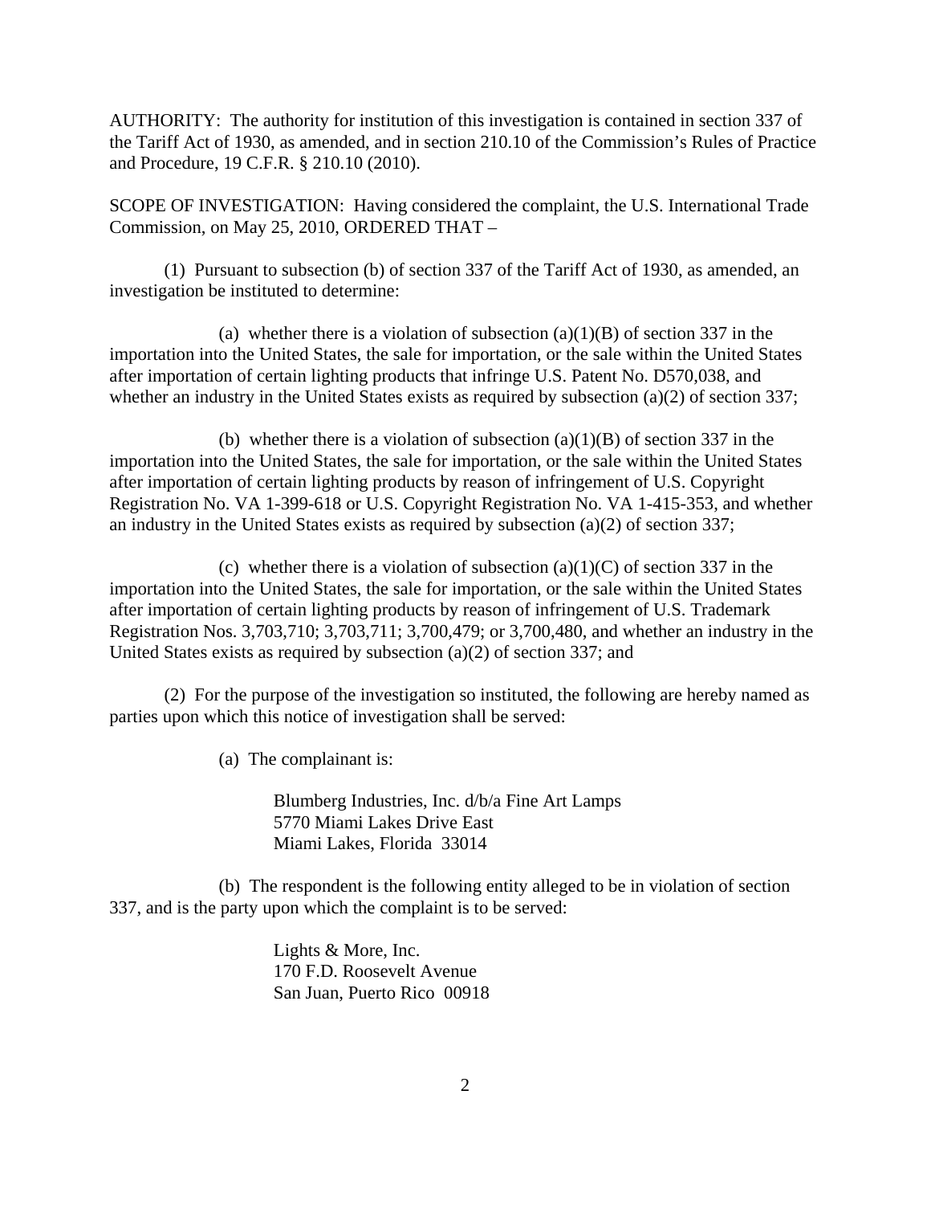AUTHORITY: The authority for institution of this investigation is contained in section 337 of the Tariff Act of 1930, as amended, and in section 210.10 of the Commission's Rules of Practice and Procedure, 19 C.F.R. § 210.10 (2010).

SCOPE OF INVESTIGATION: Having considered the complaint, the U.S. International Trade Commission, on May 25, 2010, ORDERED THAT –

(1) Pursuant to subsection (b) of section 337 of the Tariff Act of 1930, as amended, an investigation be instituted to determine:

(a) whether there is a violation of subsection (a)(1)(B) of section 337 in the importation into the United States, the sale for importation, or the sale within the United States after importation of certain lighting products that infringe U.S. Patent No. D570,038, and whether an industry in the United States exists as required by subsection (a)(2) of section 337;

(b) whether there is a violation of subsection (a)(1)(B) of section 337 in the importation into the United States, the sale for importation, or the sale within the United States after importation of certain lighting products by reason of infringement of U.S. Copyright Registration No. VA 1-399-618 or U.S. Copyright Registration No. VA 1-415-353, and whether an industry in the United States exists as required by subsection (a)(2) of section 337;

(c) whether there is a violation of subsection (a)(1)(C) of section 337 in the importation into the United States, the sale for importation, or the sale within the United States after importation of certain lighting products by reason of infringement of U.S. Trademark Registration Nos. 3,703,710; 3,703,711; 3,700,479; or 3,700,480, and whether an industry in the United States exists as required by subsection (a)(2) of section 337; and

(2) For the purpose of the investigation so instituted, the following are hereby named as parties upon which this notice of investigation shall be served:

(a) The complainant is:

Blumberg Industries, Inc. d/b/a Fine Art Lamps
5770 Miami Lakes Drive East
Miami Lakes, Florida 33014

(b) The respondent is the following entity alleged to be in violation of section 337, and is the party upon which the complaint is to be served:

Lights & More, Inc.
170 F.D. Roosevelt Avenue
San Juan, Puerto Rico 00918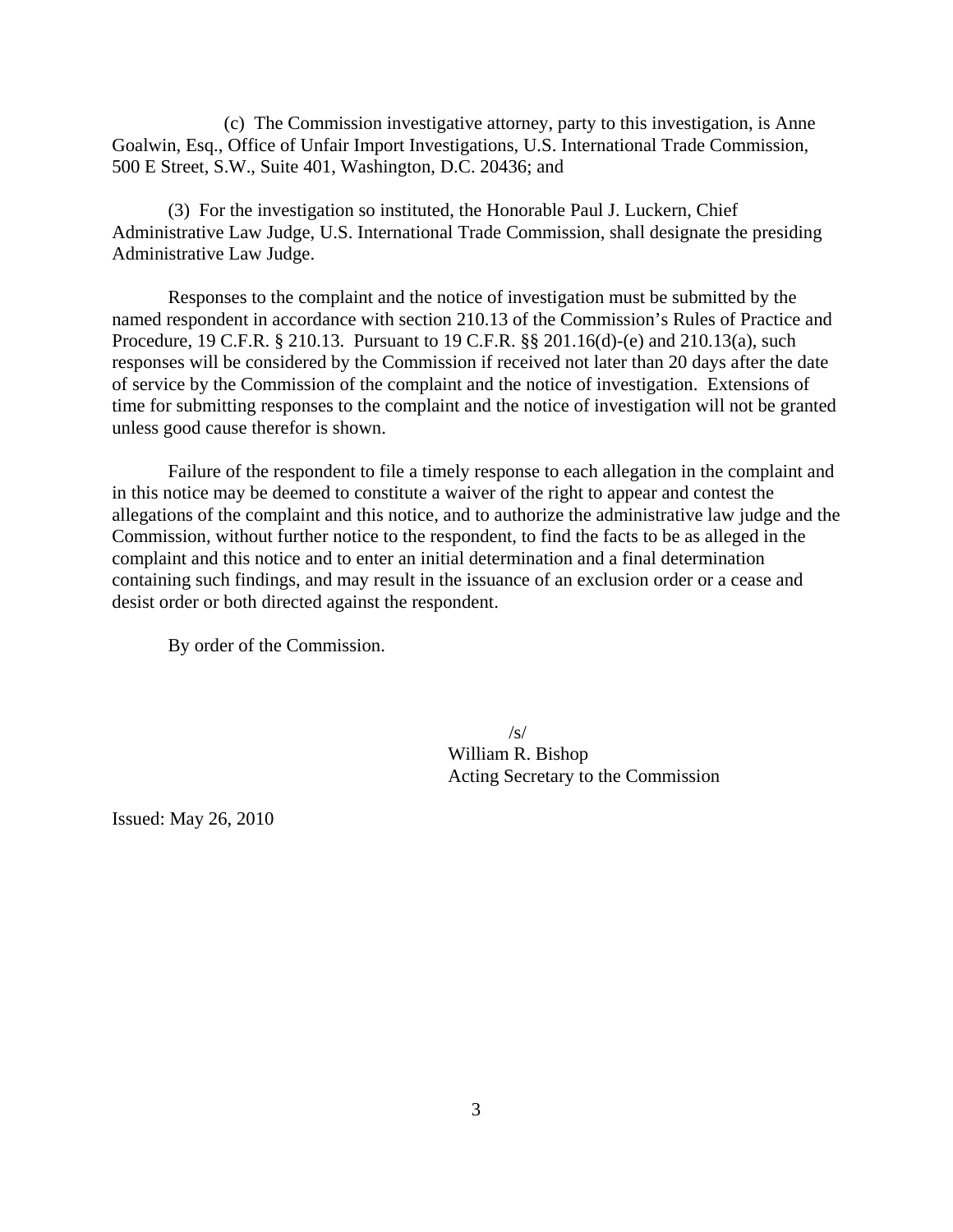(c) The Commission investigative attorney, party to this investigation, is Anne Goalwin, Esq., Office of Unfair Import Investigations, U.S. International Trade Commission, 500 E Street, S.W., Suite 401, Washington, D.C. 20436; and

(3) For the investigation so instituted, the Honorable Paul J. Luckern, Chief Administrative Law Judge, U.S. International Trade Commission, shall designate the presiding Administrative Law Judge.

Responses to the complaint and the notice of investigation must be submitted by the named respondent in accordance with section 210.13 of the Commission's Rules of Practice and Procedure, 19 C.F.R. § 210.13. Pursuant to 19 C.F.R. §§ 201.16(d)-(e) and 210.13(a), such responses will be considered by the Commission if received not later than 20 days after the date of service by the Commission of the complaint and the notice of investigation. Extensions of time for submitting responses to the complaint and the notice of investigation will not be granted unless good cause therefor is shown.

Failure of the respondent to file a timely response to each allegation in the complaint and in this notice may be deemed to constitute a waiver of the right to appear and contest the allegations of the complaint and this notice, and to authorize the administrative law judge and the Commission, without further notice to the respondent, to find the facts to be as alleged in the complaint and this notice and to enter an initial determination and a final determination containing such findings, and may result in the issuance of an exclusion order or a cease and desist order or both directed against the respondent.

By order of the Commission.

/s/
William R. Bishop
Acting Secretary to the Commission

Issued: May 26, 2010